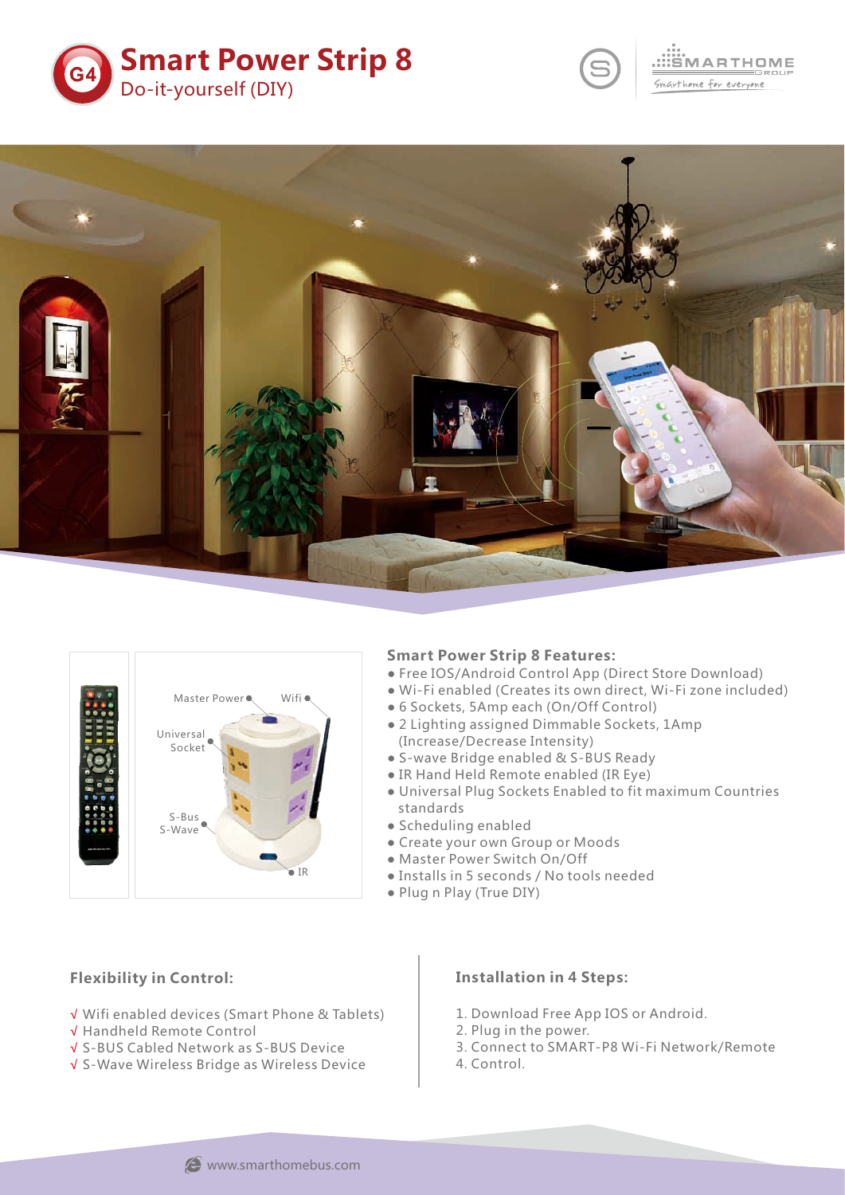# Smart Power Strip 8

Do-it-yourself (DIY)

Master Power

Wifi

Universal Socket

S-Bus

S-Wave

IR

### Smart Power Strip 8 Features:

- Free IOS/Android Control App (Direct Store Download)
- Wi-Fi enabled (Creates its own direct, Wi-Fi zone included)
- 6 Sockets, 5Amp each (On/Off Control)
- 2 Lighting assigned Dimmable Sockets, 1Amp (Increase/Decrease Intensity)
- S-wave Bridge enabled & S-BUS Ready
- IR Hand Held Remote enabled (IR Eye)
- Universal Plug Sockets Enabled to fit maximum Countries standards
- Scheduling enabled
- Create your own Group or Moods
- Master Power Switch On/Off
- Installs in 5 seconds / No tools needed
- Plug n Play (True DIY)

### Flexibility in Control:

√ Wifi enabled devices (Smart Phone & Tablets)
√ Handheld Remote Control
√ S-BUS Cabled Network as S-BUS Device
√ S-Wave Wireless Bridge as Wireless Device

### Installation in 4 Steps:

1. Download Free App IOS or Android.
2. Plug in the power.
3. Connect to SMART-P8 Wi-Fi Network/Remote
4. Control.

www.smarthomebus.com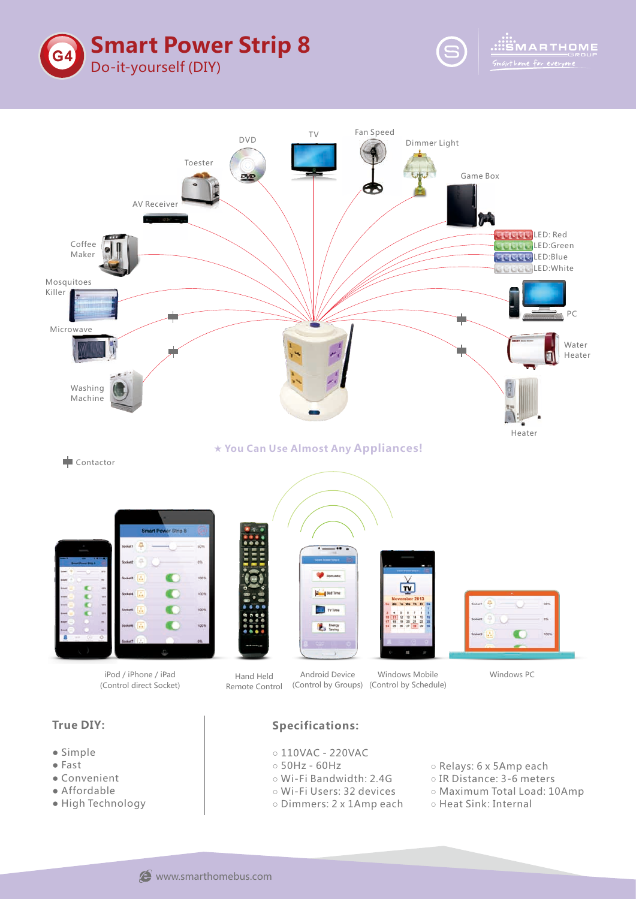# Smart Power Strip 8

Do-it-yourself (DIY)

SMARTHOME GROUP

Smarthome for everyone

DVD
TV
Fan Speed
Dimmer Light
Toester
Game Box
AV Receiver
LED: Red
LED:Green
LED:Blue
LED:White
Coffee Maker
Mosquitoes Killer
PC
Microwave
Water Heater
Washing Machine
Heater

★ You Can Use Almost Any Appliances!

Contactor

iPod / iPhone / iPad
(Control direct Socket)

Hand Held
Remote Control

Android Device
(Control by Groups)

Windows Mobile
(Control by Schedule)

Windows PC

## True DIY:

- Simple
- Fast
- Convenient
- Affordable
- High Technology

## Specifications:

- 110VAC - 220VAC
- 50Hz - 60Hz
- Wi-Fi Bandwidth: 2.4G
- Wi-Fi Users: 32 devices
- Dimmers: 2 x 1Amp each
- Relays: 6 x 5Amp each
- IR Distance: 3-6 meters
- Maximum Total Load: 10Amp
- Heat Sink: Internal

www.smarthomebus.com